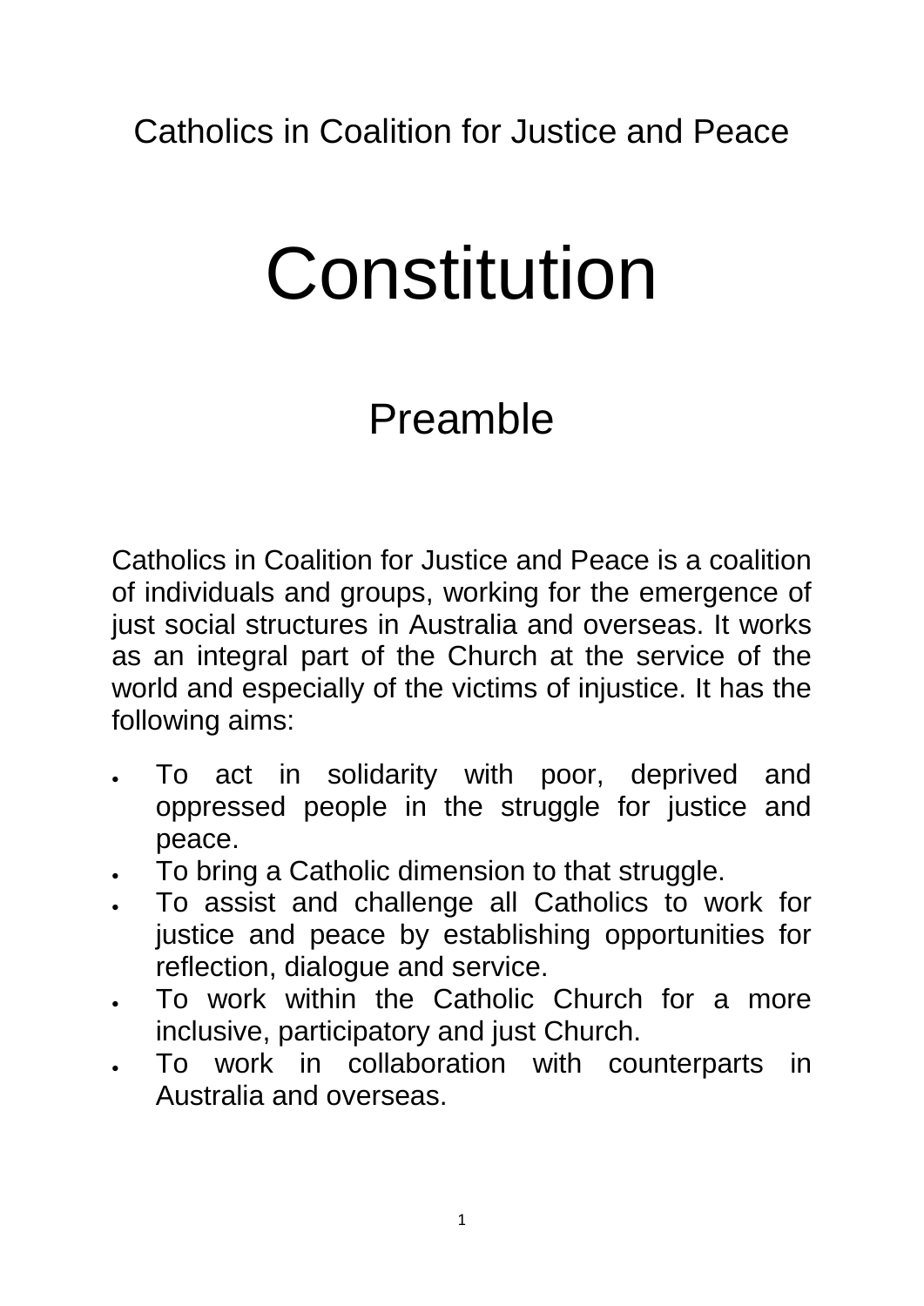Catholics in Coalition for Justice and Peace

# Constitution

## Preamble

Catholics in Coalition for Justice and Peace is a coalition of individuals and groups, working for the emergence of just social structures in Australia and overseas. It works as an integral part of the Church at the service of the world and especially of the victims of injustice. It has the following aims:

- To act in solidarity with poor, deprived and oppressed people in the struggle for justice and peace.
- To bring a Catholic dimension to that struggle.
- To assist and challenge all Catholics to work for justice and peace by establishing opportunities for reflection, dialogue and service.
- To work within the Catholic Church for a more inclusive, participatory and just Church.
- To work in collaboration with counterparts in Australia and overseas.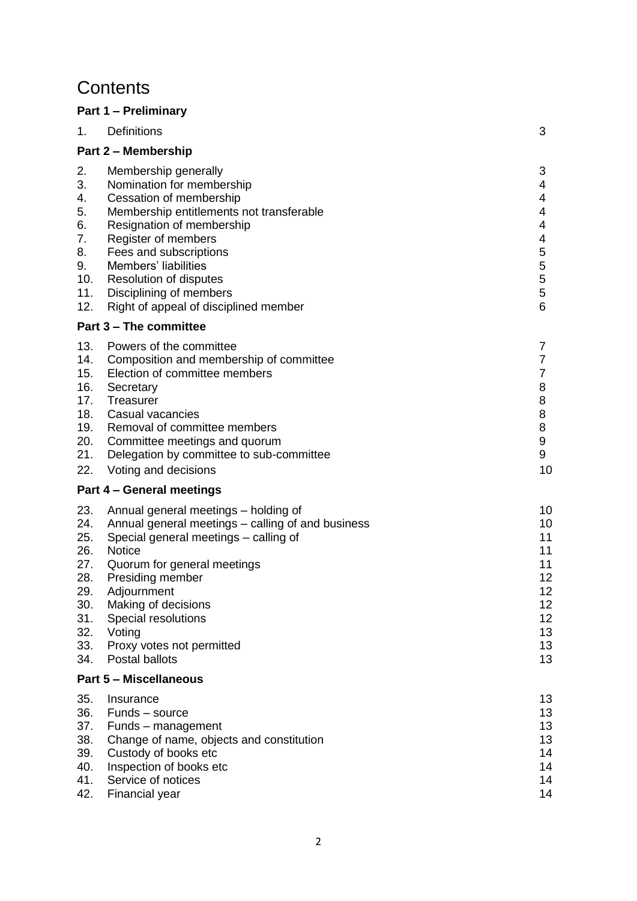# Contents

**Part 1 – Preliminary**

| | | |
|---|---|---|
| 1. | Definitions | 3 |

**Part 2 – Membership**

| | | |
|---|---|---|
| 2. | Membership generally | 3 |
| 3. | Nomination for membership | 4 |
| 4. | Cessation of membership | 4 |
| 5. | Membership entitlements not transferable | 4 |
| 6. | Resignation of membership | 4 |
| 7. | Register of members | 4 |
| 8. | Fees and subscriptions | 5 |
| 9. | Members' liabilities | 5 |
| 10. | Resolution of disputes | 5 |
| 11. | Disciplining of members | 5 |
| 12. | Right of appeal of disciplined member | 6 |

**Part 3 – The committee**

| | | |
|---|---|---|
| 13. | Powers of the committee | 7 |
| 14. | Composition and membership of committee | 7 |
| 15. | Election of committee members | 7 |
| 16. | Secretary | 8 |
| 17. | Treasurer | 8 |
| 18. | Casual vacancies | 8 |
| 19. | Removal of committee members | 8 |
| 20. | Committee meetings and quorum | 9 |
| 21. | Delegation by committee to sub-committee | 9 |
| 22. | Voting and decisions | 10 |

**Part 4 – General meetings**

| | | |
|---|---|---|
| 23. | Annual general meetings – holding of | 10 |
| 24. | Annual general meetings – calling of and business | 10 |
| 25. | Special general meetings – calling of | 11 |
| 26. | Notice | 11 |
| 27. | Quorum for general meetings | 11 |
| 28. | Presiding member | 12 |
| 29. | Adjournment | 12 |
| 30. | Making of decisions | 12 |
| 31. | Special resolutions | 12 |
| 32. | Voting | 13 |
| 33. | Proxy votes not permitted | 13 |
| 34. | Postal ballots | 13 |

**Part 5 – Miscellaneous**

| | | |
|---|---|---|
| 35. | Insurance | 13 |
| 36. | Funds – source | 13 |
| 37. | Funds – management | 13 |
| 38. | Change of name, objects and constitution | 13 |
| 39. | Custody of books etc | 14 |
| 40. | Inspection of books etc | 14 |
| 41. | Service of notices | 14 |
| 42. | Financial year | 14 |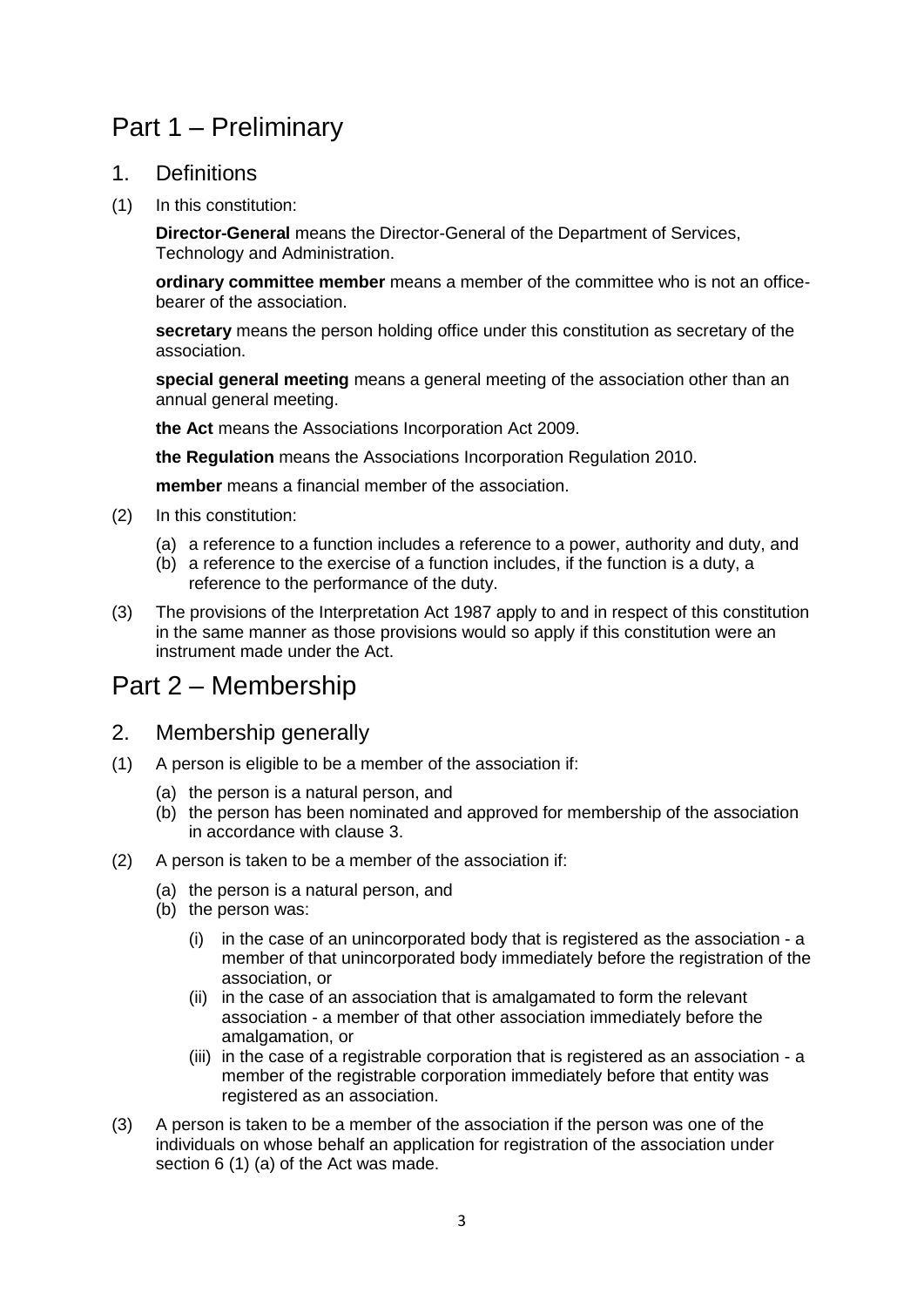# Part 1 – Preliminary

## 1. Definitions

(1) In this constitution:

**Director-General** means the Director-General of the Department of Services, Technology and Administration.

**ordinary committee member** means a member of the committee who is not an office-bearer of the association.

**secretary** means the person holding office under this constitution as secretary of the association.

**special general meeting** means a general meeting of the association other than an annual general meeting.

**the Act** means the Associations Incorporation Act 2009.

**the Regulation** means the Associations Incorporation Regulation 2010.

**member** means a financial member of the association.

(2) In this constitution:

- (a) a reference to a function includes a reference to a power, authority and duty, and
- (b) a reference to the exercise of a function includes, if the function is a duty, a reference to the performance of the duty.

(3) The provisions of the Interpretation Act 1987 apply to and in respect of this constitution in the same manner as those provisions would so apply if this constitution were an instrument made under the Act.

# Part 2 – Membership

## 2. Membership generally

(1) A person is eligible to be a member of the association if:

- (a) the person is a natural person, and
- (b) the person has been nominated and approved for membership of the association in accordance with clause 3.

(2) A person is taken to be a member of the association if:

- (a) the person is a natural person, and
- (b) the person was:
  - (i) in the case of an unincorporated body that is registered as the association - a member of that unincorporated body immediately before the registration of the association, or
  - (ii) in the case of an association that is amalgamated to form the relevant association - a member of that other association immediately before the amalgamation, or
  - (iii) in the case of a registrable corporation that is registered as an association - a member of the registrable corporation immediately before that entity was registered as an association.

(3) A person is taken to be a member of the association if the person was one of the individuals on whose behalf an application for registration of the association under section 6 (1) (a) of the Act was made.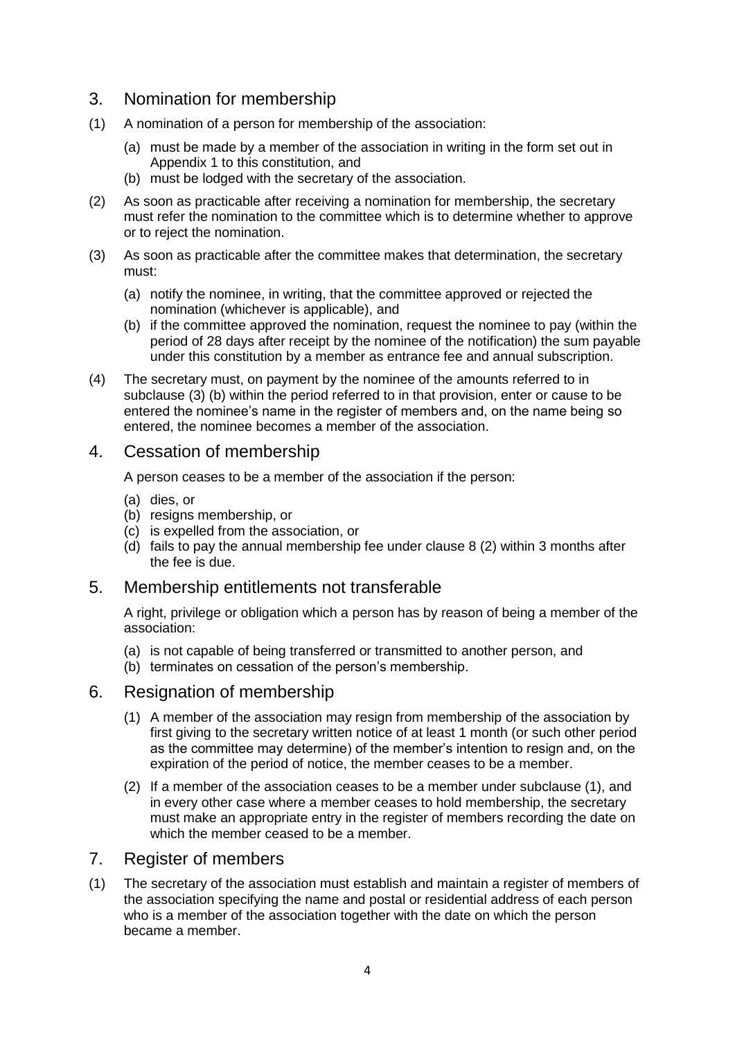## 3. Nomination for membership

(1) A nomination of a person for membership of the association:

   (a) must be made by a member of the association in writing in the form set out in Appendix 1 to this constitution, and
   (b) must be lodged with the secretary of the association.

(2) As soon as practicable after receiving a nomination for membership, the secretary must refer the nomination to the committee which is to determine whether to approve or to reject the nomination.

(3) As soon as practicable after the committee makes that determination, the secretary must:

   (a) notify the nominee, in writing, that the committee approved or rejected the nomination (whichever is applicable), and
   (b) if the committee approved the nomination, request the nominee to pay (within the period of 28 days after receipt by the nominee of the notification) the sum payable under this constitution by a member as entrance fee and annual subscription.

(4) The secretary must, on payment by the nominee of the amounts referred to in subclause (3) (b) within the period referred to in that provision, enter or cause to be entered the nominee's name in the register of members and, on the name being so entered, the nominee becomes a member of the association.

## 4. Cessation of membership

A person ceases to be a member of the association if the person:

(a) dies, or
(b) resigns membership, or
(c) is expelled from the association, or
(d) fails to pay the annual membership fee under clause 8 (2) within 3 months after the fee is due.

## 5. Membership entitlements not transferable

A right, privilege or obligation which a person has by reason of being a member of the association:

(a) is not capable of being transferred or transmitted to another person, and
(b) terminates on cessation of the person's membership.

## 6. Resignation of membership

(1) A member of the association may resign from membership of the association by first giving to the secretary written notice of at least 1 month (or such other period as the committee may determine) of the member's intention to resign and, on the expiration of the period of notice, the member ceases to be a member.

(2) If a member of the association ceases to be a member under subclause (1), and in every other case where a member ceases to hold membership, the secretary must make an appropriate entry in the register of members recording the date on which the member ceased to be a member.

## 7. Register of members

(1) The secretary of the association must establish and maintain a register of members of the association specifying the name and postal or residential address of each person who is a member of the association together with the date on which the person became a member.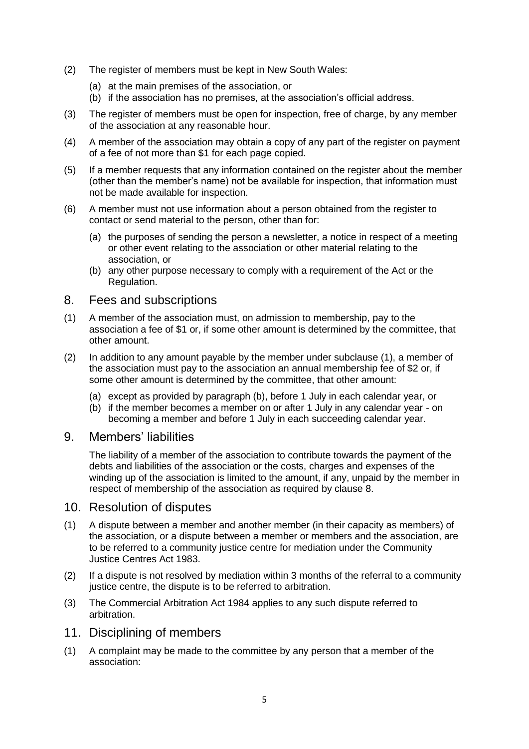(2) The register of members must be kept in New South Wales:

   (a) at the main premises of the association, or
   (b) if the association has no premises, at the association's official address.

(3) The register of members must be open for inspection, free of charge, by any member of the association at any reasonable hour.

(4) A member of the association may obtain a copy of any part of the register on payment of a fee of not more than $1 for each page copied.

(5) If a member requests that any information contained on the register about the member (other than the member's name) not be available for inspection, that information must not be made available for inspection.

(6) A member must not use information about a person obtained from the register to contact or send material to the person, other than for:

   (a) the purposes of sending the person a newsletter, a notice in respect of a meeting or other event relating to the association or other material relating to the association, or
   (b) any other purpose necessary to comply with a requirement of the Act or the Regulation.

## 8. Fees and subscriptions

(1) A member of the association must, on admission to membership, pay to the association a fee of $1 or, if some other amount is determined by the committee, that other amount.

(2) In addition to any amount payable by the member under subclause (1), a member of the association must pay to the association an annual membership fee of $2 or, if some other amount is determined by the committee, that other amount:

   (a) except as provided by paragraph (b), before 1 July in each calendar year, or
   (b) if the member becomes a member on or after 1 July in any calendar year - on becoming a member and before 1 July in each succeeding calendar year.

## 9. Members' liabilities

The liability of a member of the association to contribute towards the payment of the debts and liabilities of the association or the costs, charges and expenses of the winding up of the association is limited to the amount, if any, unpaid by the member in respect of membership of the association as required by clause 8.

## 10. Resolution of disputes

(1) A dispute between a member and another member (in their capacity as members) of the association, or a dispute between a member or members and the association, are to be referred to a community justice centre for mediation under the Community Justice Centres Act 1983.

(2) If a dispute is not resolved by mediation within 3 months of the referral to a community justice centre, the dispute is to be referred to arbitration.

(3) The Commercial Arbitration Act 1984 applies to any such dispute referred to arbitration.

## 11. Disciplining of members

(1) A complaint may be made to the committee by any person that a member of the association: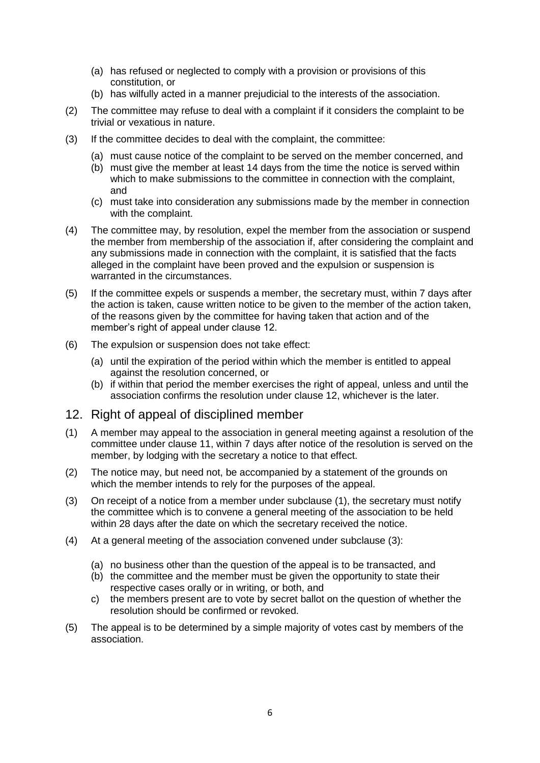(a) has refused or neglected to comply with a provision or provisions of this constitution, or

(b) has wilfully acted in a manner prejudicial to the interests of the association.

(2) The committee may refuse to deal with a complaint if it considers the complaint to be trivial or vexatious in nature.

(3) If the committee decides to deal with the complaint, the committee:

(a) must cause notice of the complaint to be served on the member concerned, and

(b) must give the member at least 14 days from the time the notice is served within which to make submissions to the committee in connection with the complaint, and

(c) must take into consideration any submissions made by the member in connection with the complaint.

(4) The committee may, by resolution, expel the member from the association or suspend the member from membership of the association if, after considering the complaint and any submissions made in connection with the complaint, it is satisfied that the facts alleged in the complaint have been proved and the expulsion or suspension is warranted in the circumstances.

(5) If the committee expels or suspends a member, the secretary must, within 7 days after the action is taken, cause written notice to be given to the member of the action taken, of the reasons given by the committee for having taken that action and of the member's right of appeal under clause 12.

(6) The expulsion or suspension does not take effect:

(a) until the expiration of the period within which the member is entitled to appeal against the resolution concerned, or

(b) if within that period the member exercises the right of appeal, unless and until the association confirms the resolution under clause 12, whichever is the later.

## 12. Right of appeal of disciplined member

(1) A member may appeal to the association in general meeting against a resolution of the committee under clause 11, within 7 days after notice of the resolution is served on the member, by lodging with the secretary a notice to that effect.

(2) The notice may, but need not, be accompanied by a statement of the grounds on which the member intends to rely for the purposes of the appeal.

(3) On receipt of a notice from a member under subclause (1), the secretary must notify the committee which is to convene a general meeting of the association to be held within 28 days after the date on which the secretary received the notice.

(4) At a general meeting of the association convened under subclause (3):

(a) no business other than the question of the appeal is to be transacted, and

(b) the committee and the member must be given the opportunity to state their respective cases orally or in writing, or both, and

c) the members present are to vote by secret ballot on the question of whether the resolution should be confirmed or revoked.

(5) The appeal is to be determined by a simple majority of votes cast by members of the association.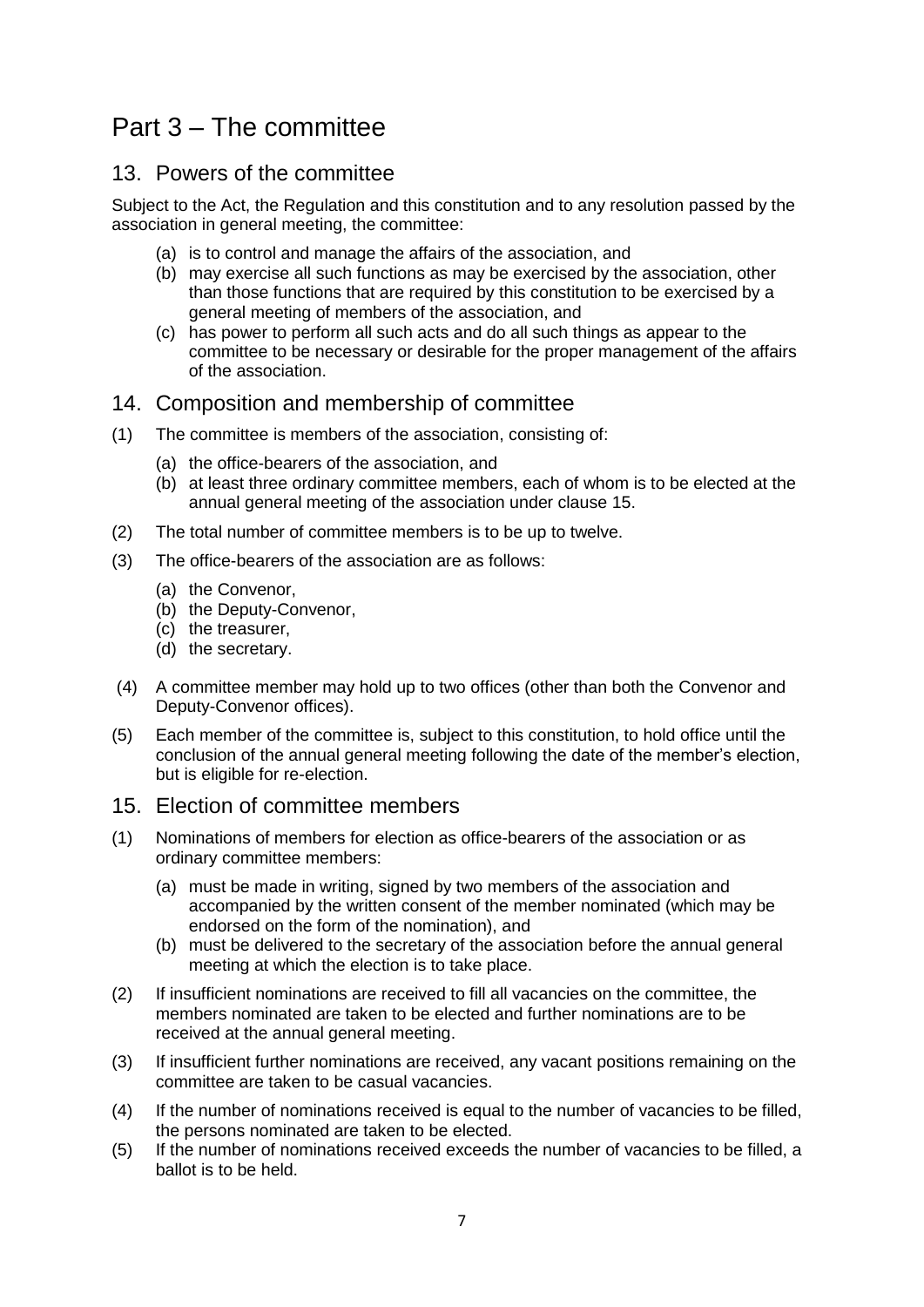# Part 3 – The committee

## 13. Powers of the committee

Subject to the Act, the Regulation and this constitution and to any resolution passed by the association in general meeting, the committee:

- (a) is to control and manage the affairs of the association, and
- (b) may exercise all such functions as may be exercised by the association, other than those functions that are required by this constitution to be exercised by a general meeting of members of the association, and
- (c) has power to perform all such acts and do all such things as appear to the committee to be necessary or desirable for the proper management of the affairs of the association.

## 14. Composition and membership of committee

(1) The committee is members of the association, consisting of:

- (a) the office-bearers of the association, and
- (b) at least three ordinary committee members, each of whom is to be elected at the annual general meeting of the association under clause 15.

(2) The total number of committee members is to be up to twelve.

(3) The office-bearers of the association are as follows:

- (a) the Convenor,
- (b) the Deputy-Convenor,
- (c) the treasurer,
- (d) the secretary.

(4) A committee member may hold up to two offices (other than both the Convenor and Deputy-Convenor offices).

(5) Each member of the committee is, subject to this constitution, to hold office until the conclusion of the annual general meeting following the date of the member's election, but is eligible for re-election.

## 15. Election of committee members

(1) Nominations of members for election as office-bearers of the association or as ordinary committee members:

- (a) must be made in writing, signed by two members of the association and accompanied by the written consent of the member nominated (which may be endorsed on the form of the nomination), and
- (b) must be delivered to the secretary of the association before the annual general meeting at which the election is to take place.

(2) If insufficient nominations are received to fill all vacancies on the committee, the members nominated are taken to be elected and further nominations are to be received at the annual general meeting.

(3) If insufficient further nominations are received, any vacant positions remaining on the committee are taken to be casual vacancies.

(4) If the number of nominations received is equal to the number of vacancies to be filled, the persons nominated are taken to be elected.

(5) If the number of nominations received exceeds the number of vacancies to be filled, a ballot is to be held.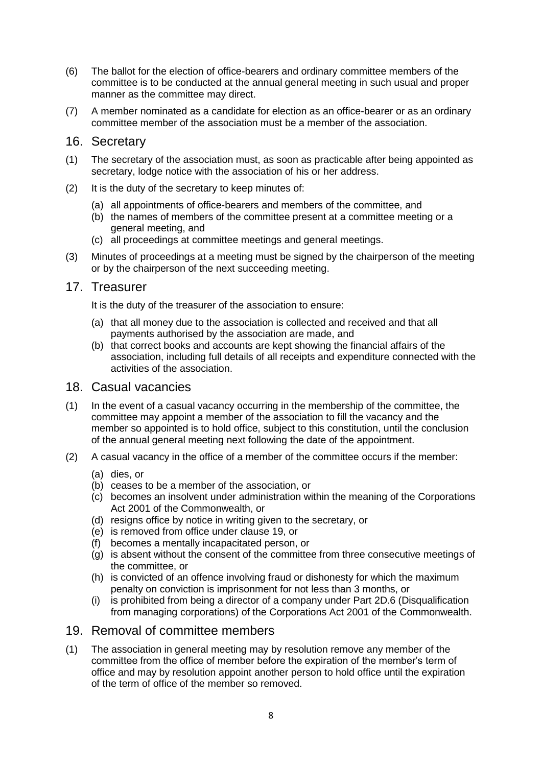(6) The ballot for the election of office-bearers and ordinary committee members of the committee is to be conducted at the annual general meeting in such usual and proper manner as the committee may direct.

(7) A member nominated as a candidate for election as an office-bearer or as an ordinary committee member of the association must be a member of the association.

## 16. Secretary

(1) The secretary of the association must, as soon as practicable after being appointed as secretary, lodge notice with the association of his or her address.

(2) It is the duty of the secretary to keep minutes of:

(a) all appointments of office-bearers and members of the committee, and
(b) the names of members of the committee present at a committee meeting or a general meeting, and
(c) all proceedings at committee meetings and general meetings.

(3) Minutes of proceedings at a meeting must be signed by the chairperson of the meeting or by the chairperson of the next succeeding meeting.

## 17. Treasurer

It is the duty of the treasurer of the association to ensure:

(a) that all money due to the association is collected and received and that all payments authorised by the association are made, and
(b) that correct books and accounts are kept showing the financial affairs of the association, including full details of all receipts and expenditure connected with the activities of the association.

## 18. Casual vacancies

(1) In the event of a casual vacancy occurring in the membership of the committee, the committee may appoint a member of the association to fill the vacancy and the member so appointed is to hold office, subject to this constitution, until the conclusion of the annual general meeting next following the date of the appointment.

(2) A casual vacancy in the office of a member of the committee occurs if the member:

(a) dies, or
(b) ceases to be a member of the association, or
(c) becomes an insolvent under administration within the meaning of the Corporations Act 2001 of the Commonwealth, or
(d) resigns office by notice in writing given to the secretary, or
(e) is removed from office under clause 19, or
(f) becomes a mentally incapacitated person, or
(g) is absent without the consent of the committee from three consecutive meetings of the committee, or
(h) is convicted of an offence involving fraud or dishonesty for which the maximum penalty on conviction is imprisonment for not less than 3 months, or
(i) is prohibited from being a director of a company under Part 2D.6 (Disqualification from managing corporations) of the Corporations Act 2001 of the Commonwealth.

## 19. Removal of committee members

(1) The association in general meeting may by resolution remove any member of the committee from the office of member before the expiration of the member's term of office and may by resolution appoint another person to hold office until the expiration of the term of office of the member so removed.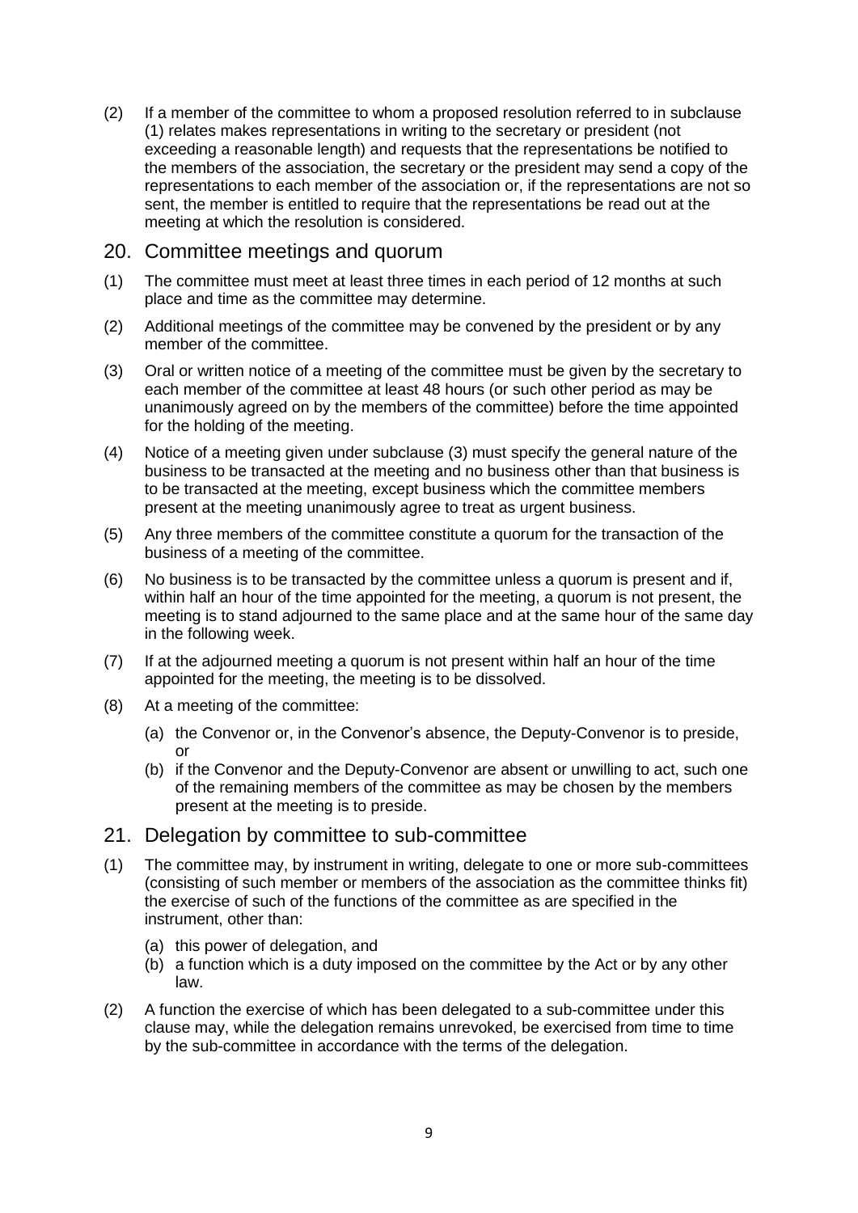(2) If a member of the committee to whom a proposed resolution referred to in subclause (1) relates makes representations in writing to the secretary or president (not exceeding a reasonable length) and requests that the representations be notified to the members of the association, the secretary or the president may send a copy of the representations to each member of the association or, if the representations are not so sent, the member is entitled to require that the representations be read out at the meeting at which the resolution is considered.

## 20. Committee meetings and quorum

(1) The committee must meet at least three times in each period of 12 months at such place and time as the committee may determine.

(2) Additional meetings of the committee may be convened by the president or by any member of the committee.

(3) Oral or written notice of a meeting of the committee must be given by the secretary to each member of the committee at least 48 hours (or such other period as may be unanimously agreed on by the members of the committee) before the time appointed for the holding of the meeting.

(4) Notice of a meeting given under subclause (3) must specify the general nature of the business to be transacted at the meeting and no business other than that business is to be transacted at the meeting, except business which the committee members present at the meeting unanimously agree to treat as urgent business.

(5) Any three members of the committee constitute a quorum for the transaction of the business of a meeting of the committee.

(6) No business is to be transacted by the committee unless a quorum is present and if, within half an hour of the time appointed for the meeting, a quorum is not present, the meeting is to stand adjourned to the same place and at the same hour of the same day in the following week.

(7) If at the adjourned meeting a quorum is not present within half an hour of the time appointed for the meeting, the meeting is to be dissolved.

(8) At a meeting of the committee:

   (a) the Convenor or, in the Convenor's absence, the Deputy-Convenor is to preside, or
   
   (b) if the Convenor and the Deputy-Convenor are absent or unwilling to act, such one of the remaining members of the committee as may be chosen by the members present at the meeting is to preside.

## 21. Delegation by committee to sub-committee

(1) The committee may, by instrument in writing, delegate to one or more sub-committees (consisting of such member or members of the association as the committee thinks fit) the exercise of such of the functions of the committee as are specified in the instrument, other than:

   (a) this power of delegation, and
   
   (b) a function which is a duty imposed on the committee by the Act or by any other law.

(2) A function the exercise of which has been delegated to a sub-committee under this clause may, while the delegation remains unrevoked, be exercised from time to time by the sub-committee in accordance with the terms of the delegation.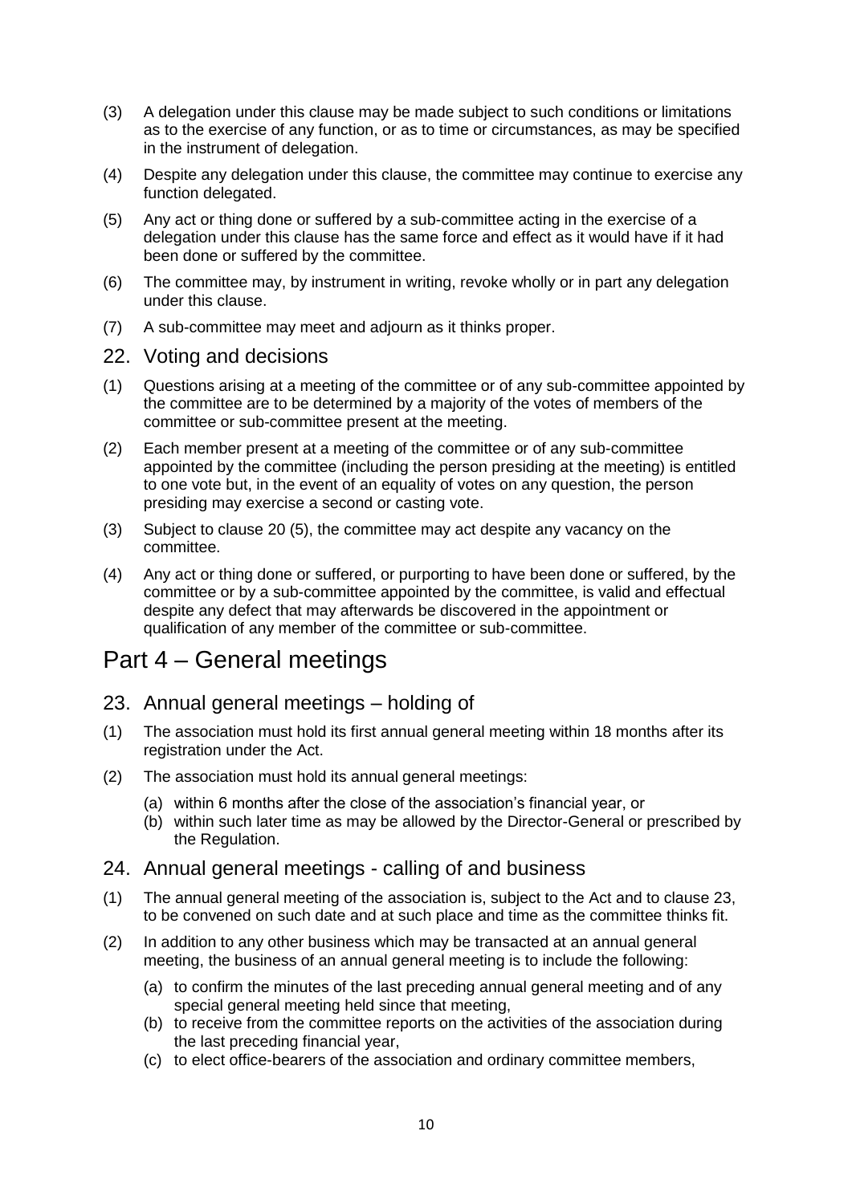(3) A delegation under this clause may be made subject to such conditions or limitations as to the exercise of any function, or as to time or circumstances, as may be specified in the instrument of delegation.

(4) Despite any delegation under this clause, the committee may continue to exercise any function delegated.

(5) Any act or thing done or suffered by a sub-committee acting in the exercise of a delegation under this clause has the same force and effect as it would have if it had been done or suffered by the committee.

(6) The committee may, by instrument in writing, revoke wholly or in part any delegation under this clause.

(7) A sub-committee may meet and adjourn as it thinks proper.

## 22. Voting and decisions

(1) Questions arising at a meeting of the committee or of any sub-committee appointed by the committee are to be determined by a majority of the votes of members of the committee or sub-committee present at the meeting.

(2) Each member present at a meeting of the committee or of any sub-committee appointed by the committee (including the person presiding at the meeting) is entitled to one vote but, in the event of an equality of votes on any question, the person presiding may exercise a second or casting vote.

(3) Subject to clause 20 (5), the committee may act despite any vacancy on the committee.

(4) Any act or thing done or suffered, or purporting to have been done or suffered, by the committee or by a sub-committee appointed by the committee, is valid and effectual despite any defect that may afterwards be discovered in the appointment or qualification of any member of the committee or sub-committee.

# Part 4 – General meetings

## 23. Annual general meetings – holding of

(1) The association must hold its first annual general meeting within 18 months after its registration under the Act.

(2) The association must hold its annual general meetings:

- (a) within 6 months after the close of the association's financial year, or
- (b) within such later time as may be allowed by the Director-General or prescribed by the Regulation.

## 24. Annual general meetings - calling of and business

(1) The annual general meeting of the association is, subject to the Act and to clause 23, to be convened on such date and at such place and time as the committee thinks fit.

(2) In addition to any other business which may be transacted at an annual general meeting, the business of an annual general meeting is to include the following:

- (a) to confirm the minutes of the last preceding annual general meeting and of any special general meeting held since that meeting,
- (b) to receive from the committee reports on the activities of the association during the last preceding financial year,
- (c) to elect office-bearers of the association and ordinary committee members,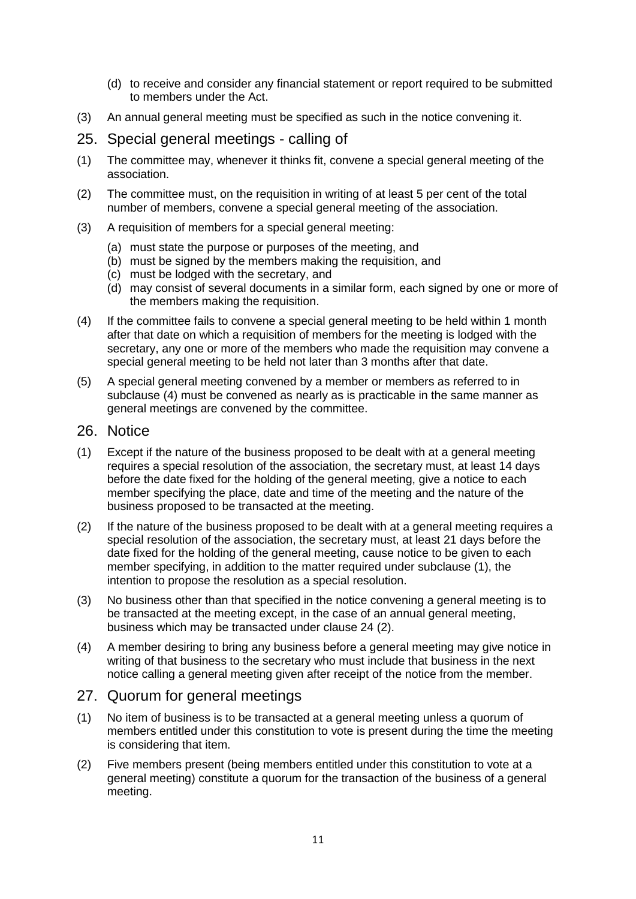(d) to receive and consider any financial statement or report required to be submitted to members under the Act.

(3) An annual general meeting must be specified as such in the notice convening it.

## 25. Special general meetings - calling of

(1) The committee may, whenever it thinks fit, convene a special general meeting of the association.

(2) The committee must, on the requisition in writing of at least 5 per cent of the total number of members, convene a special general meeting of the association.

(3) A requisition of members for a special general meeting:

- (a) must state the purpose or purposes of the meeting, and
- (b) must be signed by the members making the requisition, and
- (c) must be lodged with the secretary, and
- (d) may consist of several documents in a similar form, each signed by one or more of the members making the requisition.

(4) If the committee fails to convene a special general meeting to be held within 1 month after that date on which a requisition of members for the meeting is lodged with the secretary, any one or more of the members who made the requisition may convene a special general meeting to be held not later than 3 months after that date.

(5) A special general meeting convened by a member or members as referred to in subclause (4) must be convened as nearly as is practicable in the same manner as general meetings are convened by the committee.

## 26. Notice

(1) Except if the nature of the business proposed to be dealt with at a general meeting requires a special resolution of the association, the secretary must, at least 14 days before the date fixed for the holding of the general meeting, give a notice to each member specifying the place, date and time of the meeting and the nature of the business proposed to be transacted at the meeting.

(2) If the nature of the business proposed to be dealt with at a general meeting requires a special resolution of the association, the secretary must, at least 21 days before the date fixed for the holding of the general meeting, cause notice to be given to each member specifying, in addition to the matter required under subclause (1), the intention to propose the resolution as a special resolution.

(3) No business other than that specified in the notice convening a general meeting is to be transacted at the meeting except, in the case of an annual general meeting, business which may be transacted under clause 24 (2).

(4) A member desiring to bring any business before a general meeting may give notice in writing of that business to the secretary who must include that business in the next notice calling a general meeting given after receipt of the notice from the member.

## 27. Quorum for general meetings

(1) No item of business is to be transacted at a general meeting unless a quorum of members entitled under this constitution to vote is present during the time the meeting is considering that item.

(2) Five members present (being members entitled under this constitution to vote at a general meeting) constitute a quorum for the transaction of the business of a general meeting.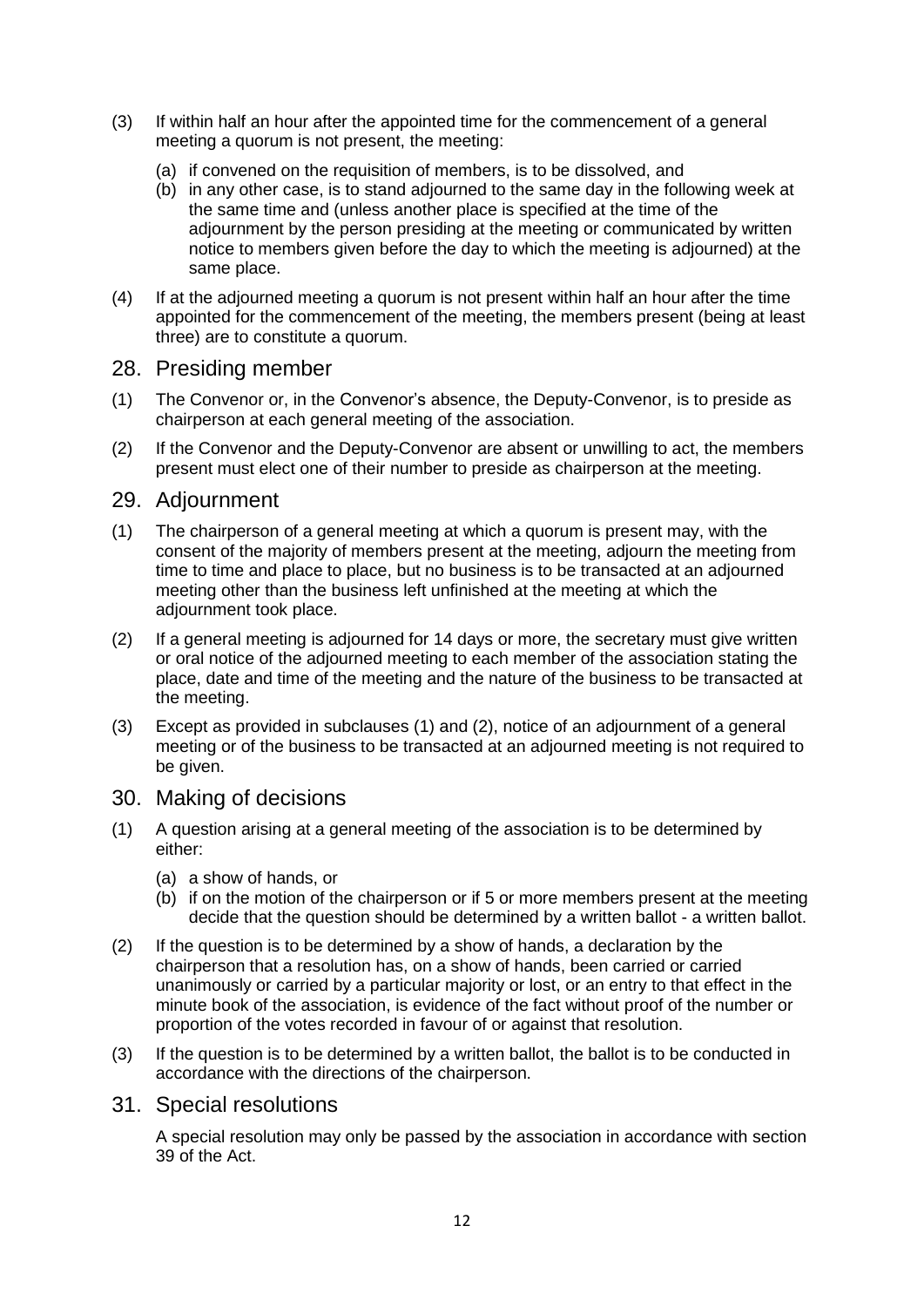(3) If within half an hour after the appointed time for the commencement of a general meeting a quorum is not present, the meeting:

  (a) if convened on the requisition of members, is to be dissolved, and
  (b) in any other case, is to stand adjourned to the same day in the following week at the same time and (unless another place is specified at the time of the adjournment by the person presiding at the meeting or communicated by written notice to members given before the day to which the meeting is adjourned) at the same place.

(4) If at the adjourned meeting a quorum is not present within half an hour after the time appointed for the commencement of the meeting, the members present (being at least three) are to constitute a quorum.

## 28. Presiding member

(1) The Convenor or, in the Convenor's absence, the Deputy-Convenor, is to preside as chairperson at each general meeting of the association.

(2) If the Convenor and the Deputy-Convenor are absent or unwilling to act, the members present must elect one of their number to preside as chairperson at the meeting.

## 29. Adjournment

(1) The chairperson of a general meeting at which a quorum is present may, with the consent of the majority of members present at the meeting, adjourn the meeting from time to time and place to place, but no business is to be transacted at an adjourned meeting other than the business left unfinished at the meeting at which the adjournment took place.

(2) If a general meeting is adjourned for 14 days or more, the secretary must give written or oral notice of the adjourned meeting to each member of the association stating the place, date and time of the meeting and the nature of the business to be transacted at the meeting.

(3) Except as provided in subclauses (1) and (2), notice of an adjournment of a general meeting or of the business to be transacted at an adjourned meeting is not required to be given.

## 30. Making of decisions

(1) A question arising at a general meeting of the association is to be determined by either:

  (a) a show of hands, or
  (b) if on the motion of the chairperson or if 5 or more members present at the meeting decide that the question should be determined by a written ballot - a written ballot.

(2) If the question is to be determined by a show of hands, a declaration by the chairperson that a resolution has, on a show of hands, been carried or carried unanimously or carried by a particular majority or lost, or an entry to that effect in the minute book of the association, is evidence of the fact without proof of the number or proportion of the votes recorded in favour of or against that resolution.

(3) If the question is to be determined by a written ballot, the ballot is to be conducted in accordance with the directions of the chairperson.

## 31. Special resolutions

A special resolution may only be passed by the association in accordance with section 39 of the Act.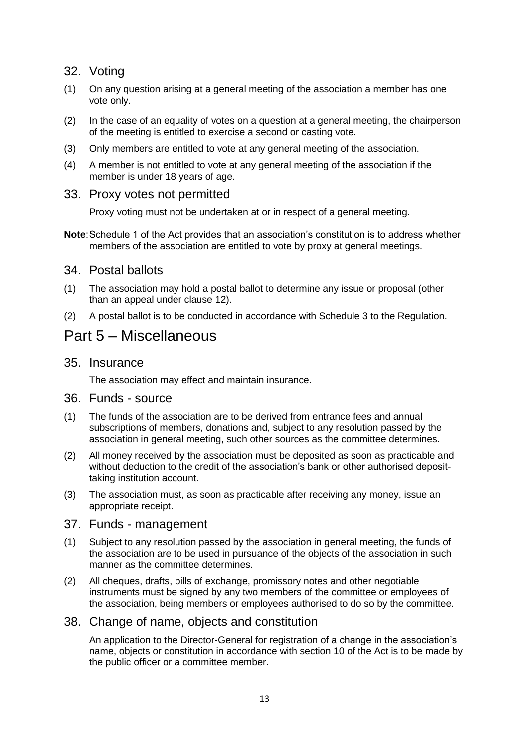### 32. Voting

(1) On any question arising at a general meeting of the association a member has one vote only.

(2) In the case of an equality of votes on a question at a general meeting, the chairperson of the meeting is entitled to exercise a second or casting vote.

(3) Only members are entitled to vote at any general meeting of the association.

(4) A member is not entitled to vote at any general meeting of the association if the member is under 18 years of age.

### 33. Proxy votes not permitted

Proxy voting must not be undertaken at or in respect of a general meeting.

**Note**: Schedule 1 of the Act provides that an association's constitution is to address whether members of the association are entitled to vote by proxy at general meetings.

### 34. Postal ballots

(1) The association may hold a postal ballot to determine any issue or proposal (other than an appeal under clause 12).

(2) A postal ballot is to be conducted in accordance with Schedule 3 to the Regulation.

## Part 5 – Miscellaneous

### 35. Insurance

The association may effect and maintain insurance.

### 36. Funds - source

(1) The funds of the association are to be derived from entrance fees and annual subscriptions of members, donations and, subject to any resolution passed by the association in general meeting, such other sources as the committee determines.

(2) All money received by the association must be deposited as soon as practicable and without deduction to the credit of the association's bank or other authorised deposit-taking institution account.

(3) The association must, as soon as practicable after receiving any money, issue an appropriate receipt.

### 37. Funds - management

(1) Subject to any resolution passed by the association in general meeting, the funds of the association are to be used in pursuance of the objects of the association in such manner as the committee determines.

(2) All cheques, drafts, bills of exchange, promissory notes and other negotiable instruments must be signed by any two members of the committee or employees of the association, being members or employees authorised to do so by the committee.

### 38. Change of name, objects and constitution

An application to the Director-General for registration of a change in the association's name, objects or constitution in accordance with section 10 of the Act is to be made by the public officer or a committee member.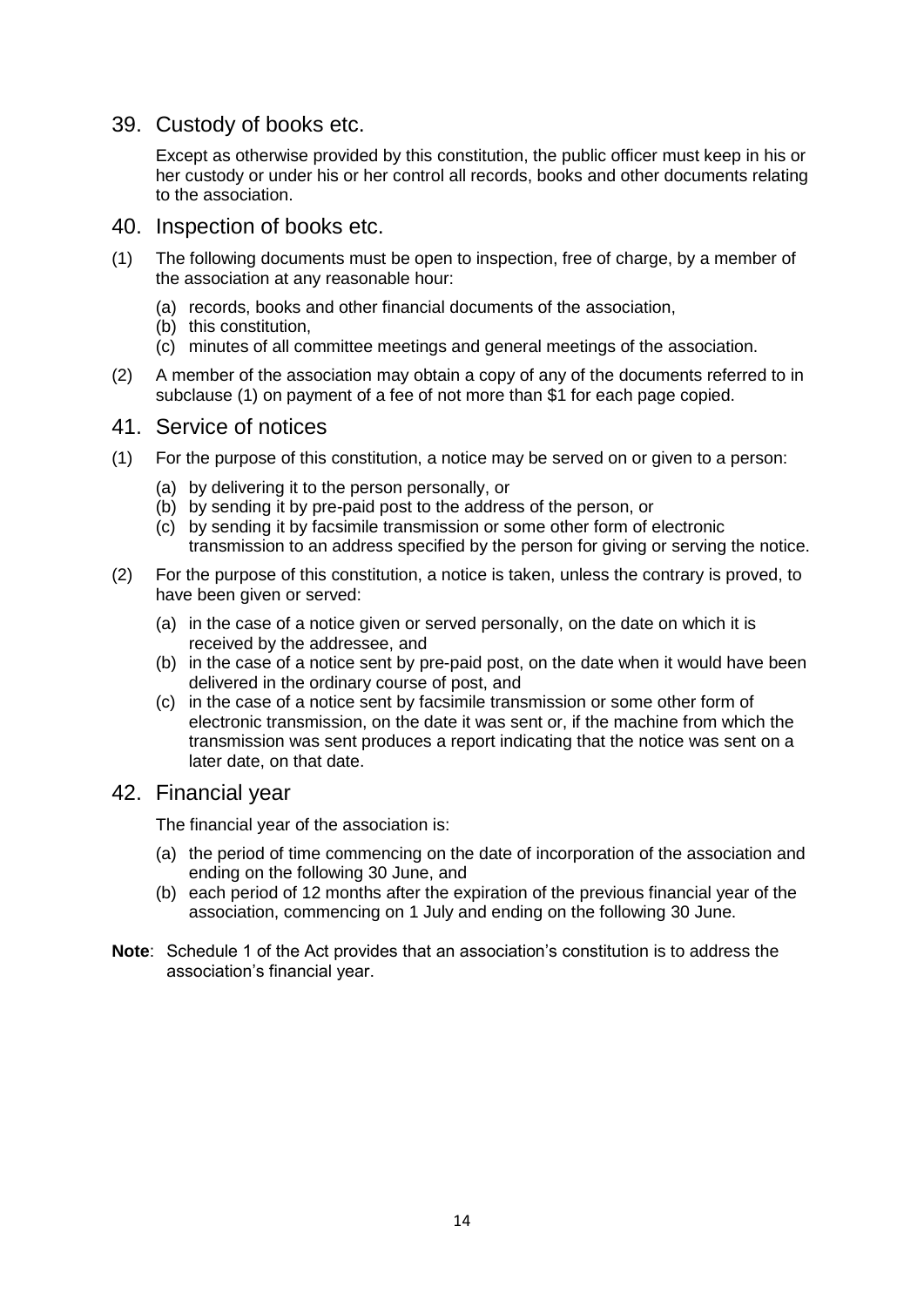## 39. Custody of books etc.

Except as otherwise provided by this constitution, the public officer must keep in his or her custody or under his or her control all records, books and other documents relating to the association.

## 40. Inspection of books etc.

(1) The following documents must be open to inspection, free of charge, by a member of the association at any reasonable hour:

- (a) records, books and other financial documents of the association,
- (b) this constitution,
- (c) minutes of all committee meetings and general meetings of the association.

(2) A member of the association may obtain a copy of any of the documents referred to in subclause (1) on payment of a fee of not more than $1 for each page copied.

## 41. Service of notices

(1) For the purpose of this constitution, a notice may be served on or given to a person:

- (a) by delivering it to the person personally, or
- (b) by sending it by pre-paid post to the address of the person, or
- (c) by sending it by facsimile transmission or some other form of electronic transmission to an address specified by the person for giving or serving the notice.

(2) For the purpose of this constitution, a notice is taken, unless the contrary is proved, to have been given or served:

- (a) in the case of a notice given or served personally, on the date on which it is received by the addressee, and
- (b) in the case of a notice sent by pre-paid post, on the date when it would have been delivered in the ordinary course of post, and
- (c) in the case of a notice sent by facsimile transmission or some other form of electronic transmission, on the date it was sent or, if the machine from which the transmission was sent produces a report indicating that the notice was sent on a later date, on that date.

## 42. Financial year

The financial year of the association is:

- (a) the period of time commencing on the date of incorporation of the association and ending on the following 30 June, and
- (b) each period of 12 months after the expiration of the previous financial year of the association, commencing on 1 July and ending on the following 30 June.

**Note**: Schedule 1 of the Act provides that an association's constitution is to address the association's financial year.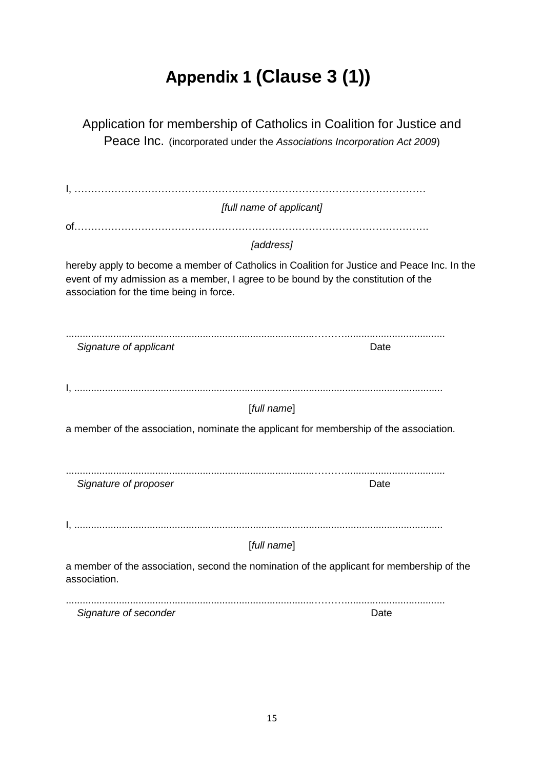# Appendix 1 (Clause 3 (1))

Application for membership of Catholics in Coalition for Justice and Peace Inc. (incorporated under the *Associations Incorporation Act 2009*)

I, ……………………………………………………………………………………………

*[full name of applicant]*

of……………………………………………………………………………………………

*[address]*

hereby apply to become a member of Catholics in Coalition for Justice and Peace Inc. In the event of my admission as a member, I agree to be bound by the constitution of the association for the time being in force.

..........................................................................................……….....................................

*Signature of applicant* Date

I, ..................................................................................................................................

[*full name*]

a member of the association, nominate the applicant for membership of the association.

..........................................................................................……….....................................

*Signature of proposer* Date

I, ..................................................................................................................................

[*full name*]

a member of the association, second the nomination of the applicant for membership of the association.

..........................................................................................……….....................................

*Signature of seconder* Date